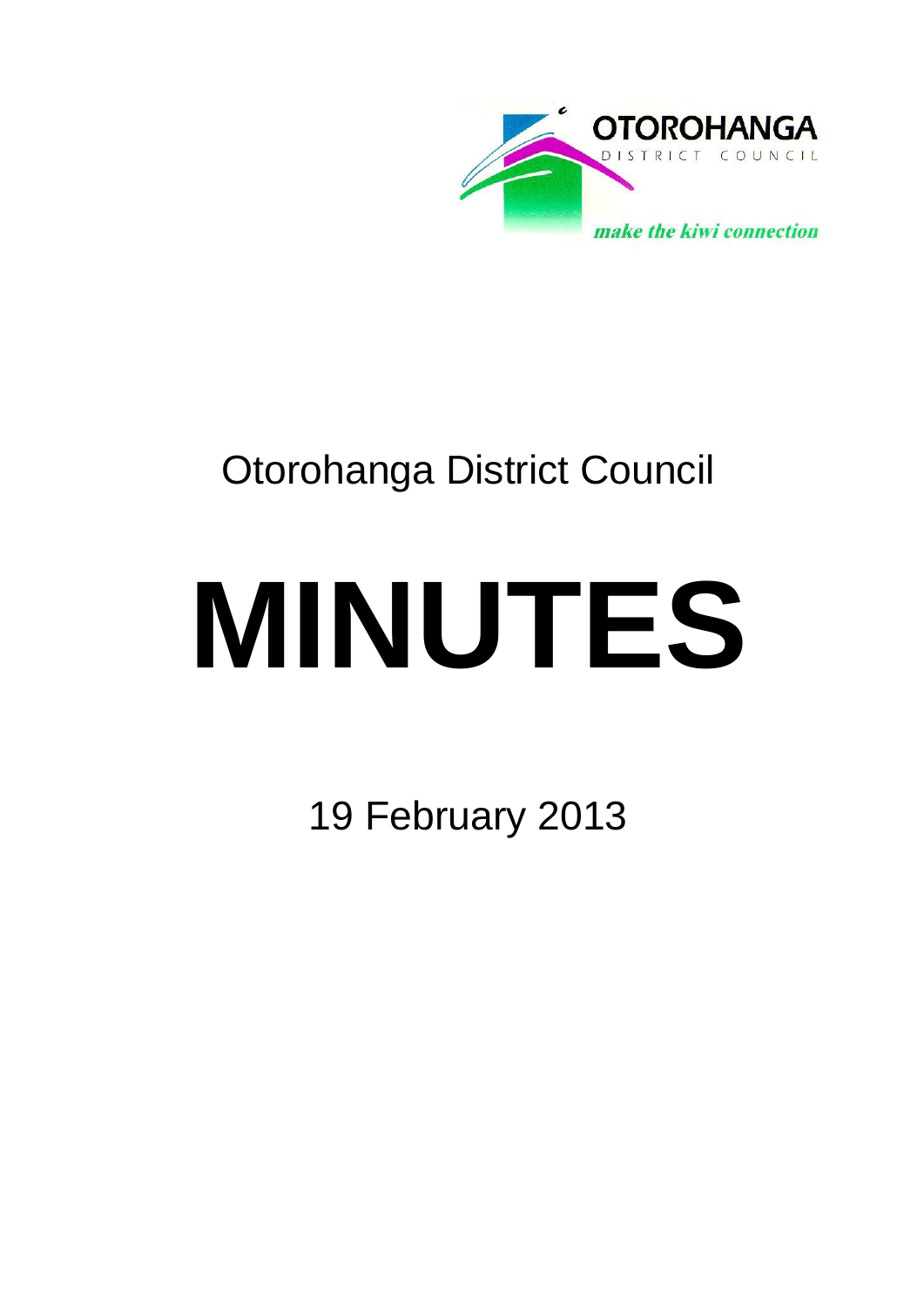OTOROHANGA
DISTRICT COUNCIL

*make the kiwi connection*

Otorohanga District Council

# MINUTES

19 February 2013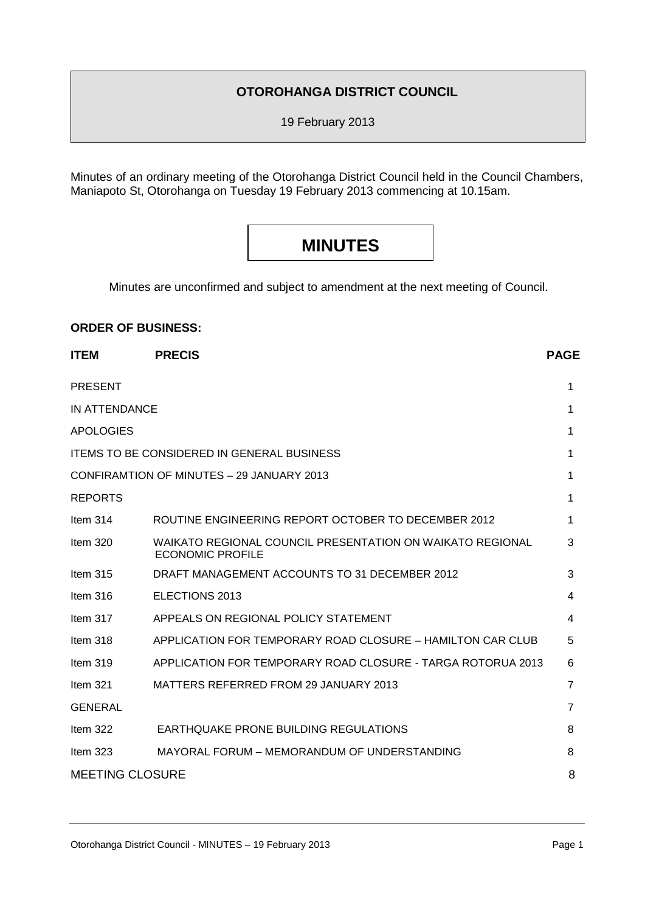**OTOROHANGA DISTRICT COUNCIL**

19 February 2013

Minutes of an ordinary meeting of the Otorohanga District Council held in the Council Chambers, Maniapoto St, Otorohanga on Tuesday 19 February 2013 commencing at 10.15am.

# MINUTES

Minutes are unconfirmed and subject to amendment at the next meeting of Council.

**ORDER OF BUSINESS:**

| ITEM | PRECIS | PAGE |
|---|---|---|
| PRESENT | | 1 |
| IN ATTENDANCE | | 1 |
| APOLOGIES | | 1 |
| ITEMS TO BE CONSIDERED IN GENERAL BUSINESS | | 1 |
| CONFIRAMTION OF MINUTES – 29 JANUARY 2013 | | 1 |
| REPORTS | | 1 |
| Item 314 | ROUTINE ENGINEERING REPORT OCTOBER TO DECEMBER 2012 | 1 |
| Item 320 | WAIKATO REGIONAL COUNCIL PRESENTATION ON WAIKATO REGIONAL ECONOMIC PROFILE | 3 |
| Item 315 | DRAFT MANAGEMENT ACCOUNTS TO 31 DECEMBER 2012 | 3 |
| Item 316 | ELECTIONS 2013 | 4 |
| Item 317 | APPEALS ON REGIONAL POLICY STATEMENT | 4 |
| Item 318 | APPLICATION FOR TEMPORARY ROAD CLOSURE – HAMILTON CAR CLUB | 5 |
| Item 319 | APPLICATION FOR TEMPORARY ROAD CLOSURE - TARGA ROTORUA 2013 | 6 |
| Item 321 | MATTERS REFERRED FROM 29 JANUARY 2013 | 7 |
| GENERAL | | 7 |
| Item 322 | EARTHQUAKE PRONE BUILDING REGULATIONS | 8 |
| Item 323 | MAYORAL FORUM – MEMORANDUM OF UNDERSTANDING | 8 |
| MEETING CLOSURE | | 8 |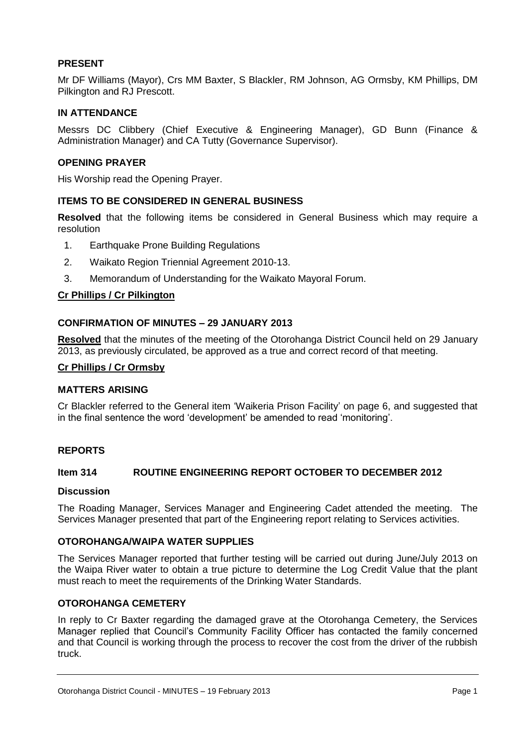## PRESENT

Mr DF Williams (Mayor), Crs MM Baxter, S Blackler, RM Johnson, AG Ormsby, KM Phillips, DM Pilkington and RJ Prescott.

## IN ATTENDANCE

Messrs DC Clibbery (Chief Executive & Engineering Manager), GD Bunn (Finance & Administration Manager) and CA Tutty (Governance Supervisor).

## OPENING PRAYER

His Worship read the Opening Prayer.

## ITEMS TO BE CONSIDERED IN GENERAL BUSINESS

**Resolved** that the following items be considered in General Business which may require a resolution

1. Earthquake Prone Building Regulations
2. Waikato Region Triennial Agreement 2010-13.
3. Memorandum of Understanding for the Waikato Mayoral Forum.

**Cr Phillips / Cr Pilkington**

## CONFIRMATION OF MINUTES – 29 JANUARY 2013

**Resolved** that the minutes of the meeting of the Otorohanga District Council held on 29 January 2013, as previously circulated, be approved as a true and correct record of that meeting.

**Cr Phillips / Cr Ormsby**

## MATTERS ARISING

Cr Blackler referred to the General item 'Waikeria Prison Facility' on page 6, and suggested that in the final sentence the word 'development' be amended to read 'monitoring'.

## REPORTS

### Item 314 ROUTINE ENGINEERING REPORT OCTOBER TO DECEMBER 2012

#### Discussion

The Roading Manager, Services Manager and Engineering Cadet attended the meeting. The Services Manager presented that part of the Engineering report relating to Services activities.

#### OTOROHANGA/WAIPA WATER SUPPLIES

The Services Manager reported that further testing will be carried out during June/July 2013 on the Waipa River water to obtain a true picture to determine the Log Credit Value that the plant must reach to meet the requirements of the Drinking Water Standards.

#### OTOROHANGA CEMETERY

In reply to Cr Baxter regarding the damaged grave at the Otorohanga Cemetery, the Services Manager replied that Council's Community Facility Officer has contacted the family concerned and that Council is working through the process to recover the cost from the driver of the rubbish truck.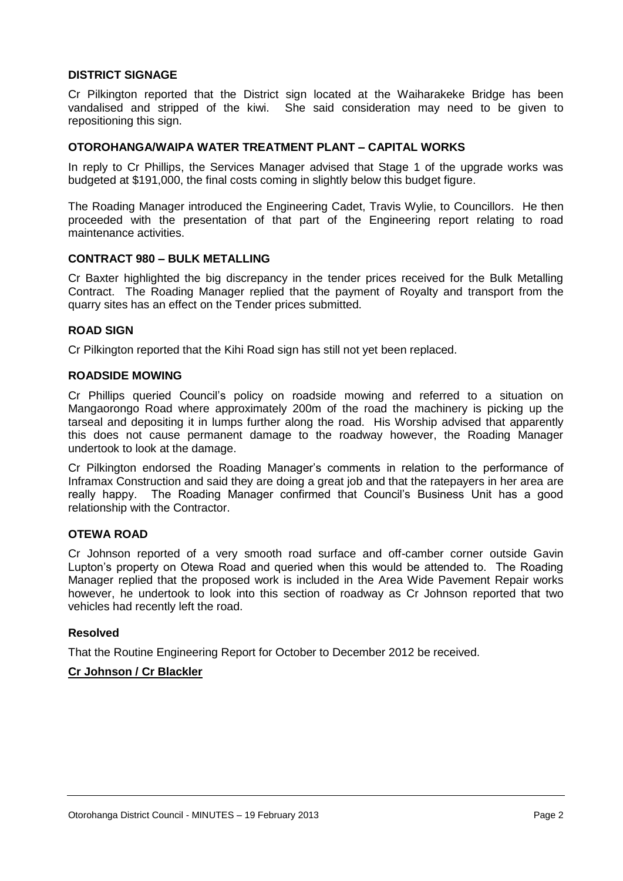### DISTRICT SIGNAGE

Cr Pilkington reported that the District sign located at the Waiharakeke Bridge has been vandalised and stripped of the kiwi. She said consideration may need to be given to repositioning this sign.

### OTOROHANGA/WAIPA WATER TREATMENT PLANT – CAPITAL WORKS

In reply to Cr Phillips, the Services Manager advised that Stage 1 of the upgrade works was budgeted at $191,000, the final costs coming in slightly below this budget figure.

The Roading Manager introduced the Engineering Cadet, Travis Wylie, to Councillors. He then proceeded with the presentation of that part of the Engineering report relating to road maintenance activities.

### CONTRACT 980 – BULK METALLING

Cr Baxter highlighted the big discrepancy in the tender prices received for the Bulk Metalling Contract. The Roading Manager replied that the payment of Royalty and transport from the quarry sites has an effect on the Tender prices submitted.

### ROAD SIGN

Cr Pilkington reported that the Kihi Road sign has still not yet been replaced.

### ROADSIDE MOWING

Cr Phillips queried Council's policy on roadside mowing and referred to a situation on Mangaorongo Road where approximately 200m of the road the machinery is picking up the tarseal and depositing it in lumps further along the road. His Worship advised that apparently this does not cause permanent damage to the roadway however, the Roading Manager undertook to look at the damage.

Cr Pilkington endorsed the Roading Manager's comments in relation to the performance of Inframax Construction and said they are doing a great job and that the ratepayers in her area are really happy. The Roading Manager confirmed that Council's Business Unit has a good relationship with the Contractor.

### OTEWA ROAD

Cr Johnson reported of a very smooth road surface and off-camber corner outside Gavin Lupton's property on Otewa Road and queried when this would be attended to. The Roading Manager replied that the proposed work is included in the Area Wide Pavement Repair works however, he undertook to look into this section of roadway as Cr Johnson reported that two vehicles had recently left the road.

**Resolved**

That the Routine Engineering Report for October to December 2012 be received.

**Cr Johnson / Cr Blackler**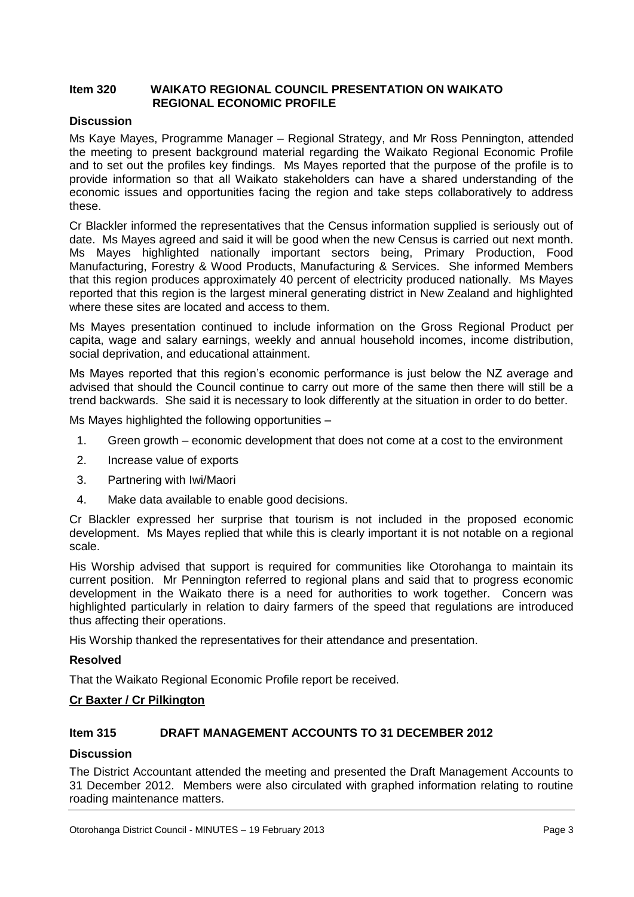## Item 320 WAIKATO REGIONAL COUNCIL PRESENTATION ON WAIKATO REGIONAL ECONOMIC PROFILE

### Discussion

Ms Kaye Mayes, Programme Manager – Regional Strategy, and Mr Ross Pennington, attended the meeting to present background material regarding the Waikato Regional Economic Profile and to set out the profiles key findings. Ms Mayes reported that the purpose of the profile is to provide information so that all Waikato stakeholders can have a shared understanding of the economic issues and opportunities facing the region and take steps collaboratively to address these.

Cr Blackler informed the representatives that the Census information supplied is seriously out of date. Ms Mayes agreed and said it will be good when the new Census is carried out next month. Ms Mayes highlighted nationally important sectors being, Primary Production, Food Manufacturing, Forestry & Wood Products, Manufacturing & Services. She informed Members that this region produces approximately 40 percent of electricity produced nationally. Ms Mayes reported that this region is the largest mineral generating district in New Zealand and highlighted where these sites are located and access to them.

Ms Mayes presentation continued to include information on the Gross Regional Product per capita, wage and salary earnings, weekly and annual household incomes, income distribution, social deprivation, and educational attainment.

Ms Mayes reported that this region's economic performance is just below the NZ average and advised that should the Council continue to carry out more of the same then there will still be a trend backwards. She said it is necessary to look differently at the situation in order to do better.

Ms Mayes highlighted the following opportunities –

1. Green growth – economic development that does not come at a cost to the environment
2. Increase value of exports
3. Partnering with Iwi/Maori
4. Make data available to enable good decisions.

Cr Blackler expressed her surprise that tourism is not included in the proposed economic development. Ms Mayes replied that while this is clearly important it is not notable on a regional scale.

His Worship advised that support is required for communities like Otorohanga to maintain its current position. Mr Pennington referred to regional plans and said that to progress economic development in the Waikato there is a need for authorities to work together. Concern was highlighted particularly in relation to dairy farmers of the speed that regulations are introduced thus affecting their operations.

His Worship thanked the representatives for their attendance and presentation.

### Resolved

That the Waikato Regional Economic Profile report be received.

**Cr Baxter / Cr Pilkington**

## Item 315 DRAFT MANAGEMENT ACCOUNTS TO 31 DECEMBER 2012

### Discussion

The District Accountant attended the meeting and presented the Draft Management Accounts to 31 December 2012. Members were also circulated with graphed information relating to routine roading maintenance matters.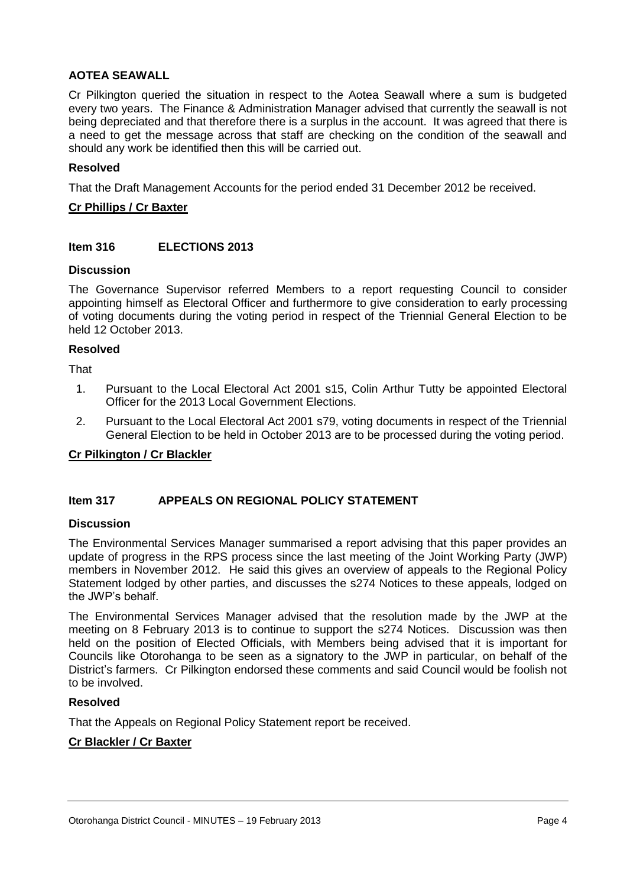**AOTEA SEAWALL**

Cr Pilkington queried the situation in respect to the Aotea Seawall where a sum is budgeted every two years. The Finance & Administration Manager advised that currently the seawall is not being depreciated and that therefore there is a surplus in the account. It was agreed that there is a need to get the message across that staff are checking on the condition of the seawall and should any work be identified then this will be carried out.

**Resolved**

That the Draft Management Accounts for the period ended 31 December 2012 be received.

**Cr Phillips / Cr Baxter**

## Item 316 ELECTIONS 2013

**Discussion**

The Governance Supervisor referred Members to a report requesting Council to consider appointing himself as Electoral Officer and furthermore to give consideration to early processing of voting documents during the voting period in respect of the Triennial General Election to be held 12 October 2013.

**Resolved**

That

1. Pursuant to the Local Electoral Act 2001 s15, Colin Arthur Tutty be appointed Electoral Officer for the 2013 Local Government Elections.
2. Pursuant to the Local Electoral Act 2001 s79, voting documents in respect of the Triennial General Election to be held in October 2013 are to be processed during the voting period.

**Cr Pilkington / Cr Blackler**

## Item 317 APPEALS ON REGIONAL POLICY STATEMENT

**Discussion**

The Environmental Services Manager summarised a report advising that this paper provides an update of progress in the RPS process since the last meeting of the Joint Working Party (JWP) members in November 2012. He said this gives an overview of appeals to the Regional Policy Statement lodged by other parties, and discusses the s274 Notices to these appeals, lodged on the JWP's behalf.

The Environmental Services Manager advised that the resolution made by the JWP at the meeting on 8 February 2013 is to continue to support the s274 Notices. Discussion was then held on the position of Elected Officials, with Members being advised that it is important for Councils like Otorohanga to be seen as a signatory to the JWP in particular, on behalf of the District's farmers. Cr Pilkington endorsed these comments and said Council would be foolish not to be involved.

**Resolved**

That the Appeals on Regional Policy Statement report be received.

**Cr Blackler / Cr Baxter**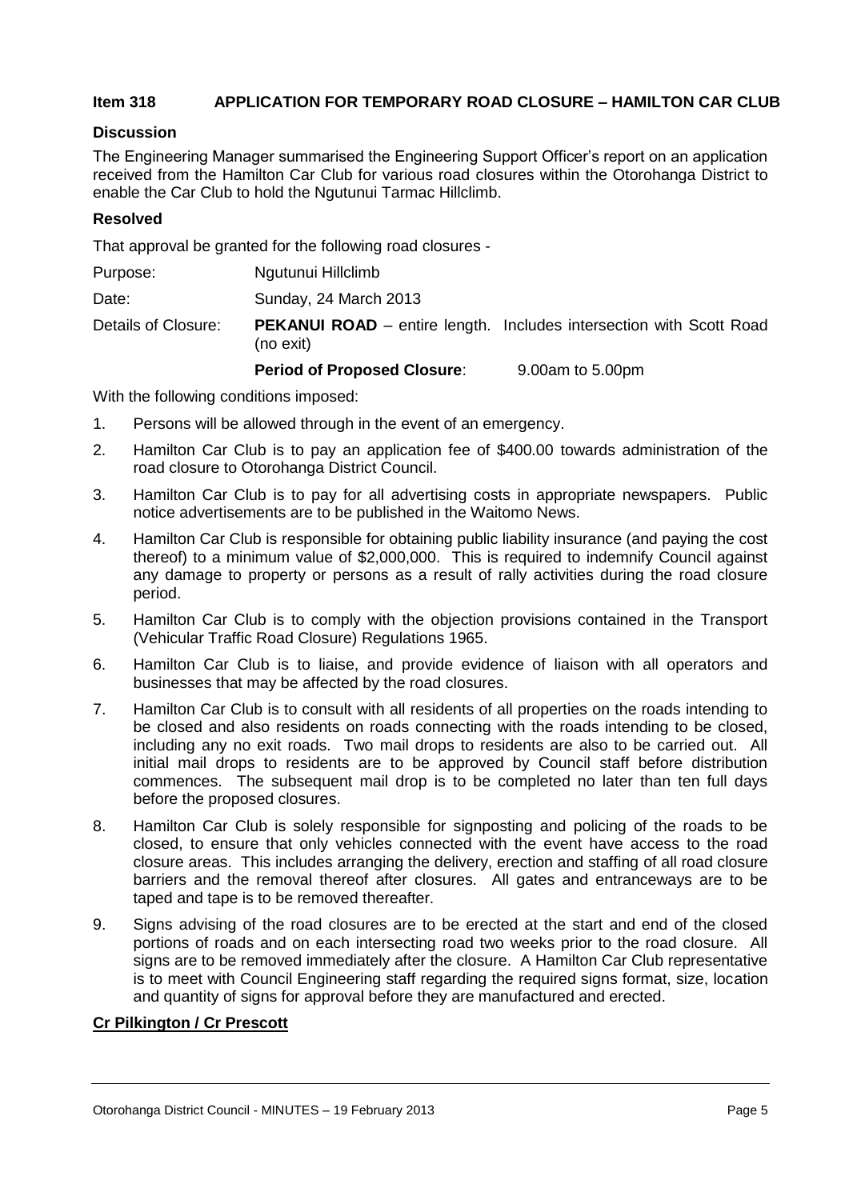### Item 318 APPLICATION FOR TEMPORARY ROAD CLOSURE – HAMILTON CAR CLUB

**Discussion**

The Engineering Manager summarised the Engineering Support Officer's report on an application received from the Hamilton Car Club for various road closures within the Otorohanga District to enable the Car Club to hold the Ngutunui Tarmac Hillclimb.

**Resolved**

That approval be granted for the following road closures -

Purpose: Ngutunui Hillclimb

Date: Sunday, 24 March 2013

Details of Closure: **PEKANUI ROAD** – entire length. Includes intersection with Scott Road (no exit)

**Period of Proposed Closure**: 9.00am to 5.00pm

With the following conditions imposed:

1. Persons will be allowed through in the event of an emergency.
2. Hamilton Car Club is to pay an application fee of $400.00 towards administration of the road closure to Otorohanga District Council.
3. Hamilton Car Club is to pay for all advertising costs in appropriate newspapers. Public notice advertisements are to be published in the Waitomo News.
4. Hamilton Car Club is responsible for obtaining public liability insurance (and paying the cost thereof) to a minimum value of $2,000,000. This is required to indemnify Council against any damage to property or persons as a result of rally activities during the road closure period.
5. Hamilton Car Club is to comply with the objection provisions contained in the Transport (Vehicular Traffic Road Closure) Regulations 1965.
6. Hamilton Car Club is to liaise, and provide evidence of liaison with all operators and businesses that may be affected by the road closures.
7. Hamilton Car Club is to consult with all residents of all properties on the roads intending to be closed and also residents on roads connecting with the roads intending to be closed, including any no exit roads. Two mail drops to residents are also to be carried out. All initial mail drops to residents are to be approved by Council staff before distribution commences. The subsequent mail drop is to be completed no later than ten full days before the proposed closures.
8. Hamilton Car Club is solely responsible for signposting and policing of the roads to be closed, to ensure that only vehicles connected with the event have access to the road closure areas. This includes arranging the delivery, erection and staffing of all road closure barriers and the removal thereof after closures. All gates and entranceways are to be taped and tape is to be removed thereafter.
9. Signs advising of the road closures are to be erected at the start and end of the closed portions of roads and on each intersecting road two weeks prior to the road closure. All signs are to be removed immediately after the closure. A Hamilton Car Club representative is to meet with Council Engineering staff regarding the required signs format, size, location and quantity of signs for approval before they are manufactured and erected.

**Cr Pilkington / Cr Prescott**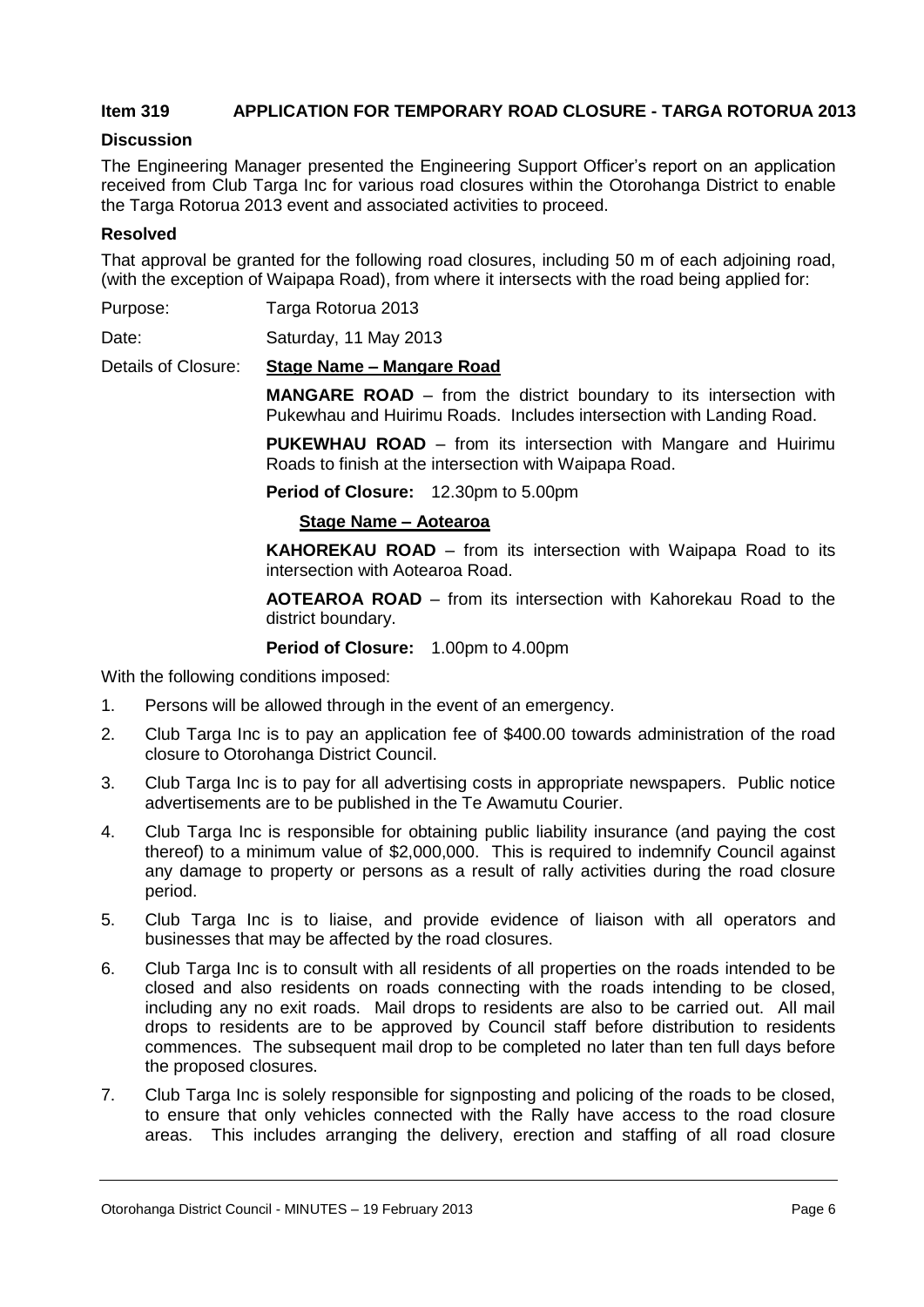**Item 319 APPLICATION FOR TEMPORARY ROAD CLOSURE - TARGA ROTORUA 2013**

**Discussion**

The Engineering Manager presented the Engineering Support Officer's report on an application received from Club Targa Inc for various road closures within the Otorohanga District to enable the Targa Rotorua 2013 event and associated activities to proceed.

**Resolved**

That approval be granted for the following road closures, including 50 m of each adjoining road, (with the exception of Waipapa Road), from where it intersects with the road being applied for:

Purpose: Targa Rotorua 2013

Date: Saturday, 11 May 2013

Details of Closure: **Stage Name – Mangare Road**

**MANGARE ROAD** – from the district boundary to its intersection with Pukewhau and Huirimu Roads. Includes intersection with Landing Road.

**PUKEWHAU ROAD** – from its intersection with Mangare and Huirimu Roads to finish at the intersection with Waipapa Road.

**Period of Closure:** 12.30pm to 5.00pm

**Stage Name – Aotearoa**

**KAHOREKAU ROAD** – from its intersection with Waipapa Road to its intersection with Aotearoa Road.

**AOTEAROA ROAD** – from its intersection with Kahorekau Road to the district boundary.

**Period of Closure:** 1.00pm to 4.00pm

With the following conditions imposed:

1. Persons will be allowed through in the event of an emergency.
2. Club Targa Inc is to pay an application fee of $400.00 towards administration of the road closure to Otorohanga District Council.
3. Club Targa Inc is to pay for all advertising costs in appropriate newspapers. Public notice advertisements are to be published in the Te Awamutu Courier.
4. Club Targa Inc is responsible for obtaining public liability insurance (and paying the cost thereof) to a minimum value of $2,000,000. This is required to indemnify Council against any damage to property or persons as a result of rally activities during the road closure period.
5. Club Targa Inc is to liaise, and provide evidence of liaison with all operators and businesses that may be affected by the road closures.
6. Club Targa Inc is to consult with all residents of all properties on the roads intended to be closed and also residents on roads connecting with the roads intending to be closed, including any no exit roads. Mail drops to residents are also to be carried out. All mail drops to residents are to be approved by Council staff before distribution to residents commences. The subsequent mail drop to be completed no later than ten full days before the proposed closures.
7. Club Targa Inc is solely responsible for signposting and policing of the roads to be closed, to ensure that only vehicles connected with the Rally have access to the road closure areas. This includes arranging the delivery, erection and staffing of all road closure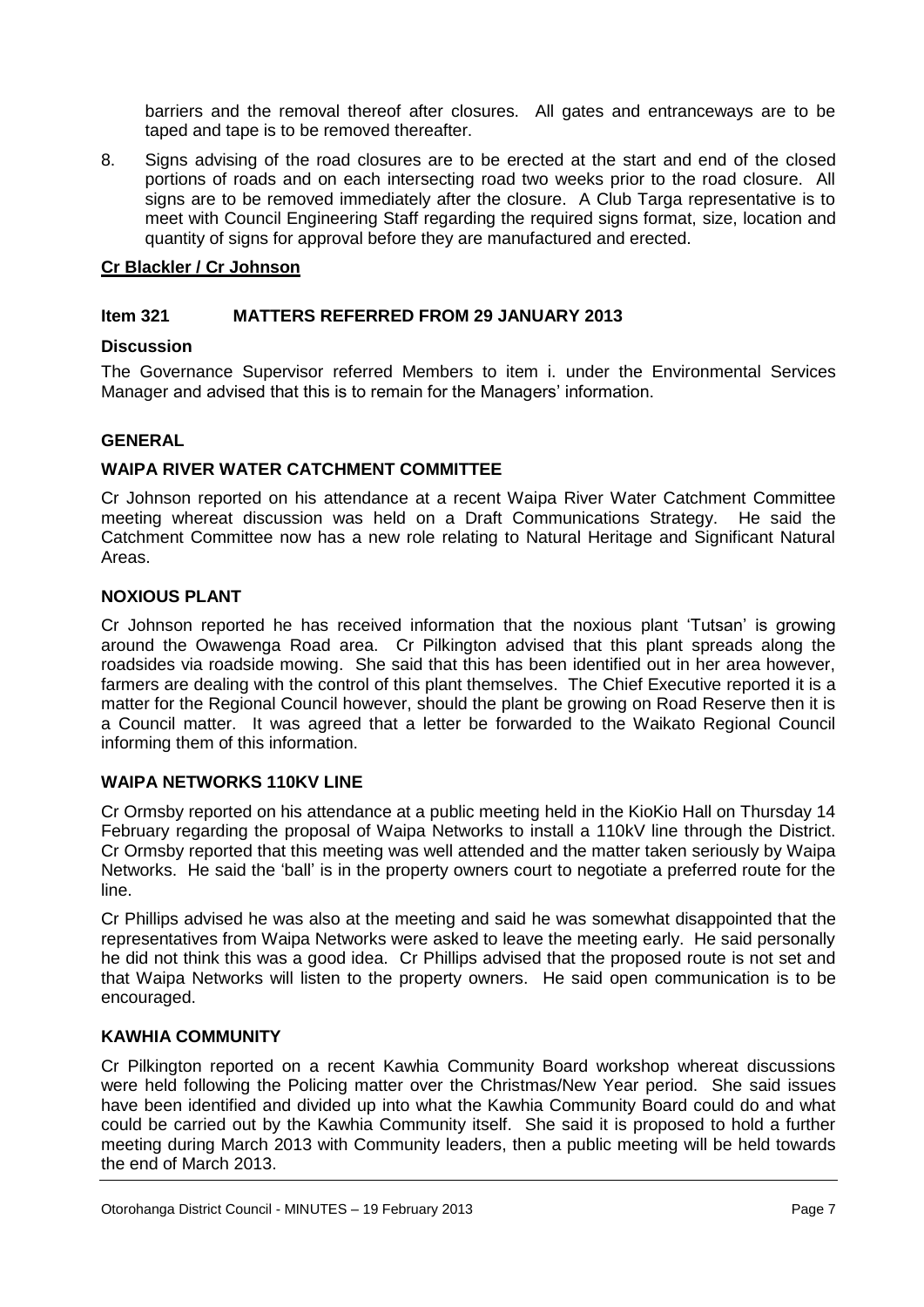barriers and the removal thereof after closures. All gates and entranceways are to be taped and tape is to be removed thereafter.

8. Signs advising of the road closures are to be erected at the start and end of the closed portions of roads and on each intersecting road two weeks prior to the road closure. All signs are to be removed immediately after the closure. A Club Targa representative is to meet with Council Engineering Staff regarding the required signs format, size, location and quantity of signs for approval before they are manufactured and erected.

**Cr Blackler / Cr Johnson**

### Item 321 MATTERS REFERRED FROM 29 JANUARY 2013

**Discussion**

The Governance Supervisor referred Members to item i. under the Environmental Services Manager and advised that this is to remain for the Managers' information.

## GENERAL

### WAIPA RIVER WATER CATCHMENT COMMITTEE

Cr Johnson reported on his attendance at a recent Waipa River Water Catchment Committee meeting whereat discussion was held on a Draft Communications Strategy. He said the Catchment Committee now has a new role relating to Natural Heritage and Significant Natural Areas.

### NOXIOUS PLANT

Cr Johnson reported he has received information that the noxious plant 'Tutsan' is growing around the Owawenga Road area. Cr Pilkington advised that this plant spreads along the roadsides via roadside mowing. She said that this has been identified out in her area however, farmers are dealing with the control of this plant themselves. The Chief Executive reported it is a matter for the Regional Council however, should the plant be growing on Road Reserve then it is a Council matter. It was agreed that a letter be forwarded to the Waikato Regional Council informing them of this information.

### WAIPA NETWORKS 110KV LINE

Cr Ormsby reported on his attendance at a public meeting held in the KioKio Hall on Thursday 14 February regarding the proposal of Waipa Networks to install a 110kV line through the District. Cr Ormsby reported that this meeting was well attended and the matter taken seriously by Waipa Networks. He said the 'ball' is in the property owners court to negotiate a preferred route for the line.

Cr Phillips advised he was also at the meeting and said he was somewhat disappointed that the representatives from Waipa Networks were asked to leave the meeting early. He said personally he did not think this was a good idea. Cr Phillips advised that the proposed route is not set and that Waipa Networks will listen to the property owners. He said open communication is to be encouraged.

### KAWHIA COMMUNITY

Cr Pilkington reported on a recent Kawhia Community Board workshop whereat discussions were held following the Policing matter over the Christmas/New Year period. She said issues have been identified and divided up into what the Kawhia Community Board could do and what could be carried out by the Kawhia Community itself. She said it is proposed to hold a further meeting during March 2013 with Community leaders, then a public meeting will be held towards the end of March 2013.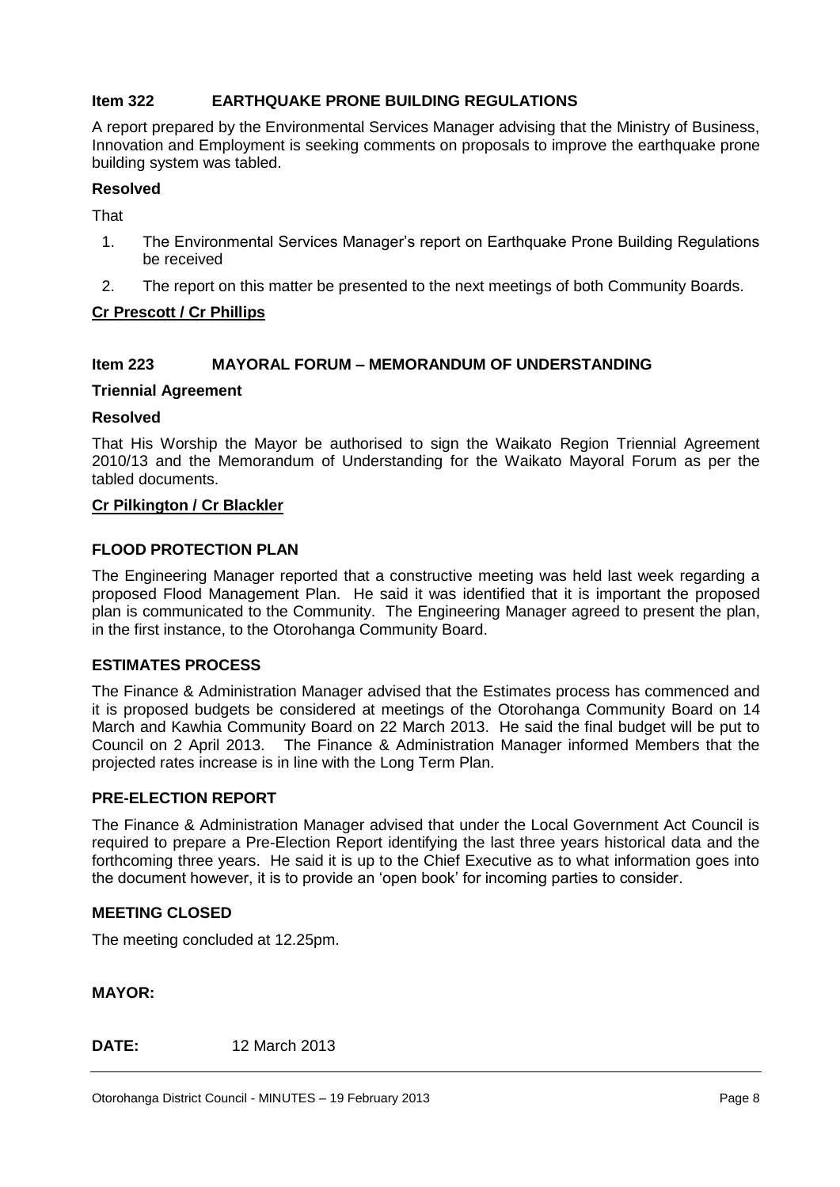## Item 322 EARTHQUAKE PRONE BUILDING REGULATIONS

A report prepared by the Environmental Services Manager advising that the Ministry of Business, Innovation and Employment is seeking comments on proposals to improve the earthquake prone building system was tabled.

**Resolved**

That

1. The Environmental Services Manager's report on Earthquake Prone Building Regulations be received
2. The report on this matter be presented to the next meetings of both Community Boards.

**Cr Prescott / Cr Phillips**

## Item 223 MAYORAL FORUM – MEMORANDUM OF UNDERSTANDING

**Triennial Agreement**

**Resolved**

That His Worship the Mayor be authorised to sign the Waikato Region Triennial Agreement 2010/13 and the Memorandum of Understanding for the Waikato Mayoral Forum as per the tabled documents.

**Cr Pilkington / Cr Blackler**

## FLOOD PROTECTION PLAN

The Engineering Manager reported that a constructive meeting was held last week regarding a proposed Flood Management Plan. He said it was identified that it is important the proposed plan is communicated to the Community. The Engineering Manager agreed to present the plan, in the first instance, to the Otorohanga Community Board.

## ESTIMATES PROCESS

The Finance & Administration Manager advised that the Estimates process has commenced and it is proposed budgets be considered at meetings of the Otorohanga Community Board on 14 March and Kawhia Community Board on 22 March 2013. He said the final budget will be put to Council on 2 April 2013. The Finance & Administration Manager informed Members that the projected rates increase is in line with the Long Term Plan.

## PRE-ELECTION REPORT

The Finance & Administration Manager advised that under the Local Government Act Council is required to prepare a Pre-Election Report identifying the last three years historical data and the forthcoming three years. He said it is up to the Chief Executive as to what information goes into the document however, it is to provide an 'open book' for incoming parties to consider.

## MEETING CLOSED

The meeting concluded at 12.25pm.

**MAYOR:**

**DATE:** 12 March 2013